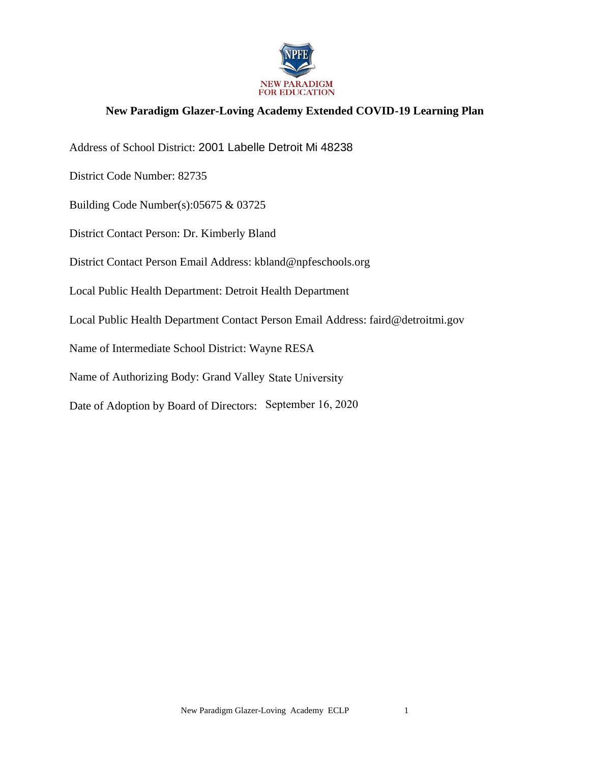NEW PARADIGM
FOR EDUCATION

# New Paradigm Glazer-Loving Academy Extended COVID-19 Learning Plan

Address of School District: 2001 Labelle Detroit Mi 48238

District Code Number: 82735

Building Code Number(s):05675 & 03725

District Contact Person: Dr. Kimberly Bland

District Contact Person Email Address: kbland@npfeschools.org

Local Public Health Department: Detroit Health Department

Local Public Health Department Contact Person Email Address: faird@detroitmi.gov

Name of Intermediate School District: Wayne RESA

Name of Authorizing Body: Grand Valley State University

Date of Adoption by Board of Directors: September 16, 2020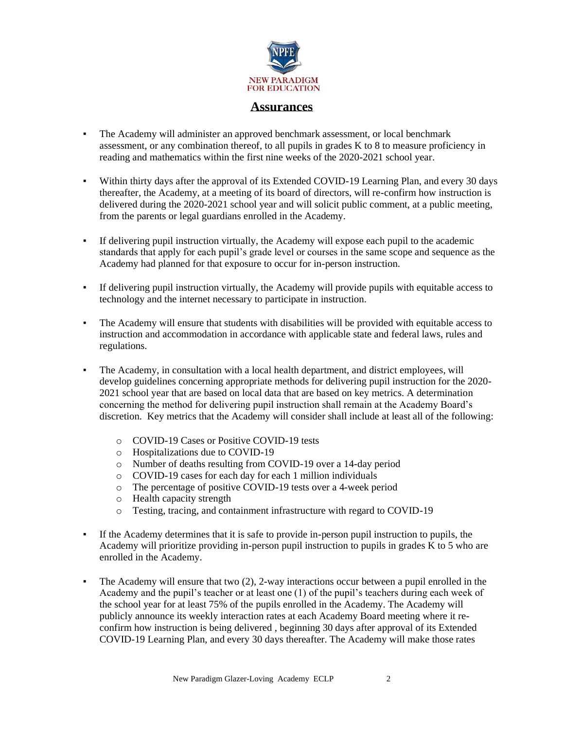NEW PARADIGM FOR EDUCATION

## Assurances

- The Academy will administer an approved benchmark assessment, or local benchmark assessment, or any combination thereof, to all pupils in grades K to 8 to measure proficiency in reading and mathematics within the first nine weeks of the 2020-2021 school year.

- Within thirty days after the approval of its Extended COVID-19 Learning Plan, and every 30 days thereafter, the Academy, at a meeting of its board of directors, will re-confirm how instruction is delivered during the 2020-2021 school year and will solicit public comment, at a public meeting, from the parents or legal guardians enrolled in the Academy.

- If delivering pupil instruction virtually, the Academy will expose each pupil to the academic standards that apply for each pupil's grade level or courses in the same scope and sequence as the Academy had planned for that exposure to occur for in-person instruction.

- If delivering pupil instruction virtually, the Academy will provide pupils with equitable access to technology and the internet necessary to participate in instruction.

- The Academy will ensure that students with disabilities will be provided with equitable access to instruction and accommodation in accordance with applicable state and federal laws, rules and regulations.

- The Academy, in consultation with a local health department, and district employees, will develop guidelines concerning appropriate methods for delivering pupil instruction for the 2020-2021 school year that are based on local data that are based on key metrics. A determination concerning the method for delivering pupil instruction shall remain at the Academy Board's discretion. Key metrics that the Academy will consider shall include at least all of the following:
    - COVID-19 Cases or Positive COVID-19 tests
    - Hospitalizations due to COVID-19
    - Number of deaths resulting from COVID-19 over a 14-day period
    - COVID-19 cases for each day for each 1 million individuals
    - The percentage of positive COVID-19 tests over a 4-week period
    - Health capacity strength
    - Testing, tracing, and containment infrastructure with regard to COVID-19

- If the Academy determines that it is safe to provide in-person pupil instruction to pupils, the Academy will prioritize providing in-person pupil instruction to pupils in grades K to 5 who are enrolled in the Academy.

- The Academy will ensure that two (2), 2-way interactions occur between a pupil enrolled in the Academy and the pupil's teacher or at least one (1) of the pupil's teachers during each week of the school year for at least 75% of the pupils enrolled in the Academy. The Academy will publicly announce its weekly interaction rates at each Academy Board meeting where it re-confirm how instruction is being delivered , beginning 30 days after approval of its Extended COVID-19 Learning Plan, and every 30 days thereafter. The Academy will make those rates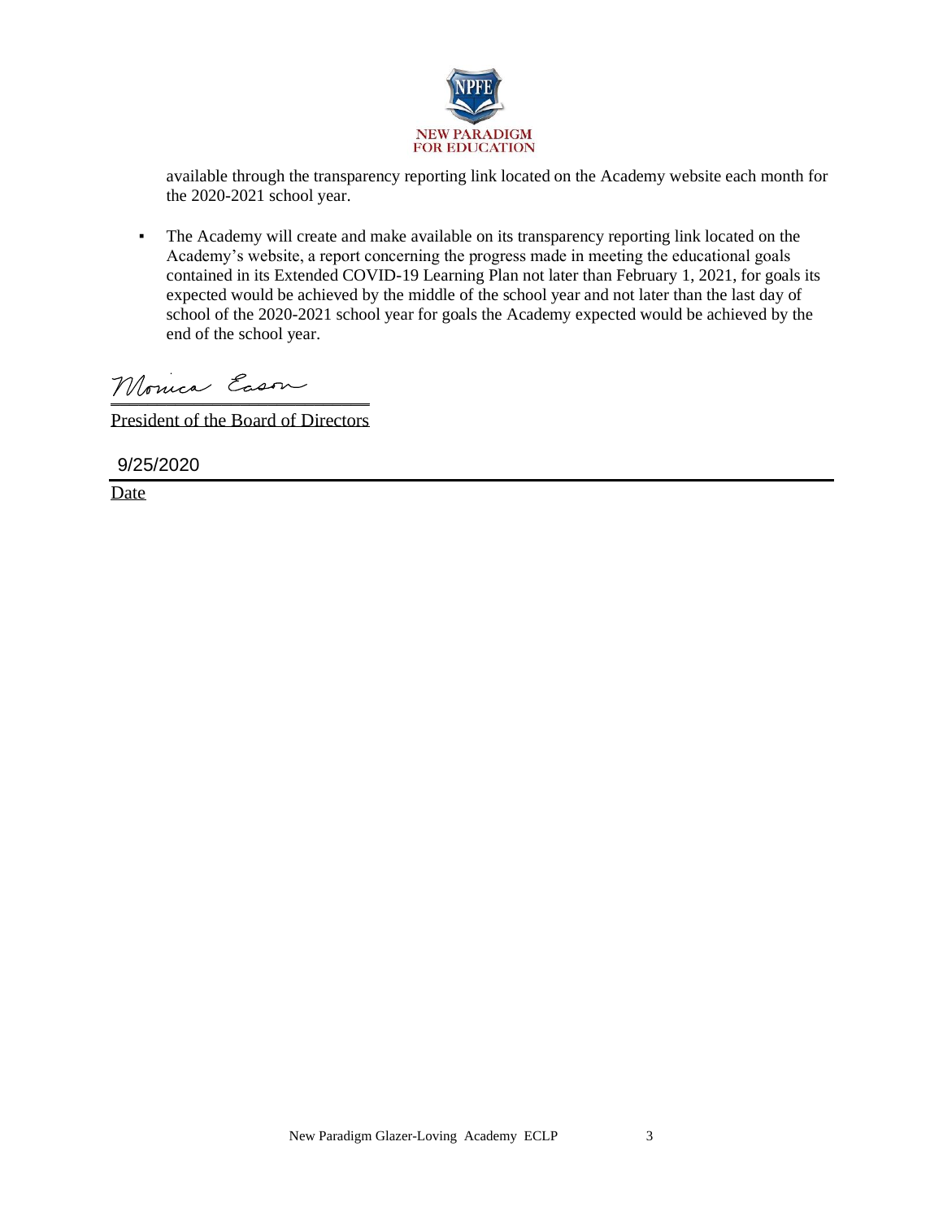available through the transparency reporting link located on the Academy website each month for the 2020-2021 school year.

- The Academy will create and make available on its transparency reporting link located on the Academy's website, a report concerning the progress made in meeting the educational goals contained in its Extended COVID-19 Learning Plan not later than February 1, 2021, for goals its expected would be achieved by the middle of the school year and not later than the last day of school of the 2020-2021 school year for goals the Academy expected would be achieved by the end of the school year.

Monica Eason

President of the Board of Directors

9/25/2020

Date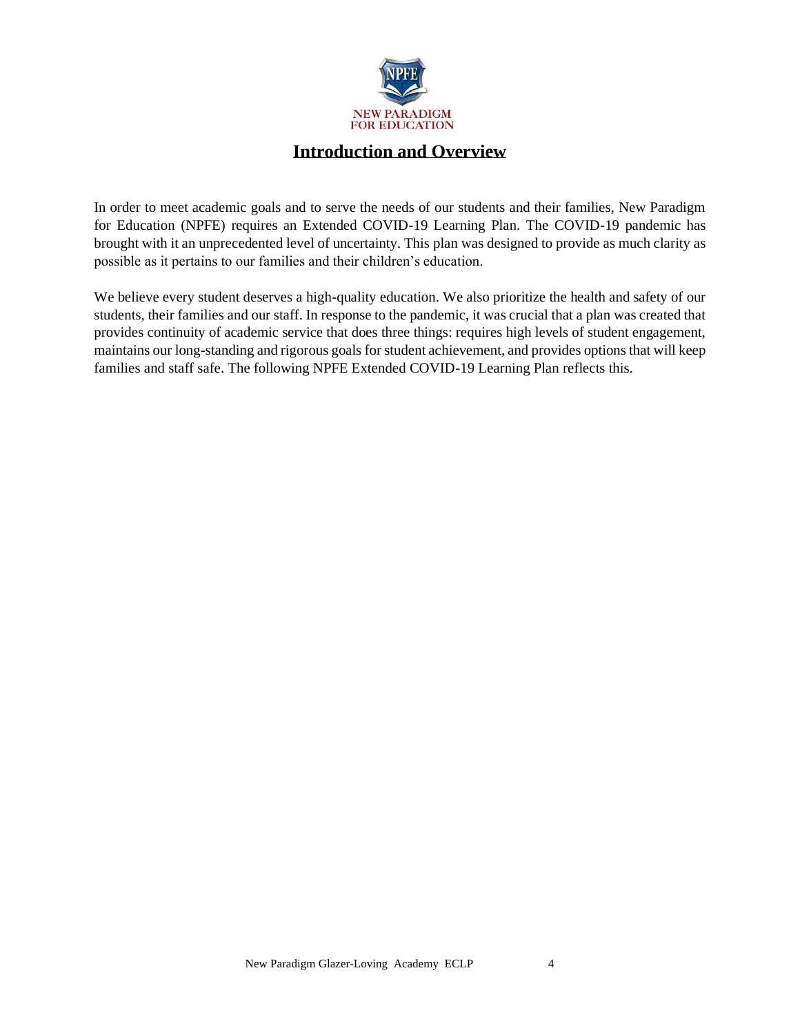NEW PARADIGM
FOR EDUCATION

# Introduction and Overview

In order to meet academic goals and to serve the needs of our students and their families, New Paradigm for Education (NPFE) requires an Extended COVID-19 Learning Plan. The COVID-19 pandemic has brought with it an unprecedented level of uncertainty. This plan was designed to provide as much clarity as possible as it pertains to our families and their children's education.

We believe every student deserves a high-quality education. We also prioritize the health and safety of our students, their families and our staff. In response to the pandemic, it was crucial that a plan was created that provides continuity of academic service that does three things: requires high levels of student engagement, maintains our long-standing and rigorous goals for student achievement, and provides options that will keep families and staff safe. The following NPFE Extended COVID-19 Learning Plan reflects this.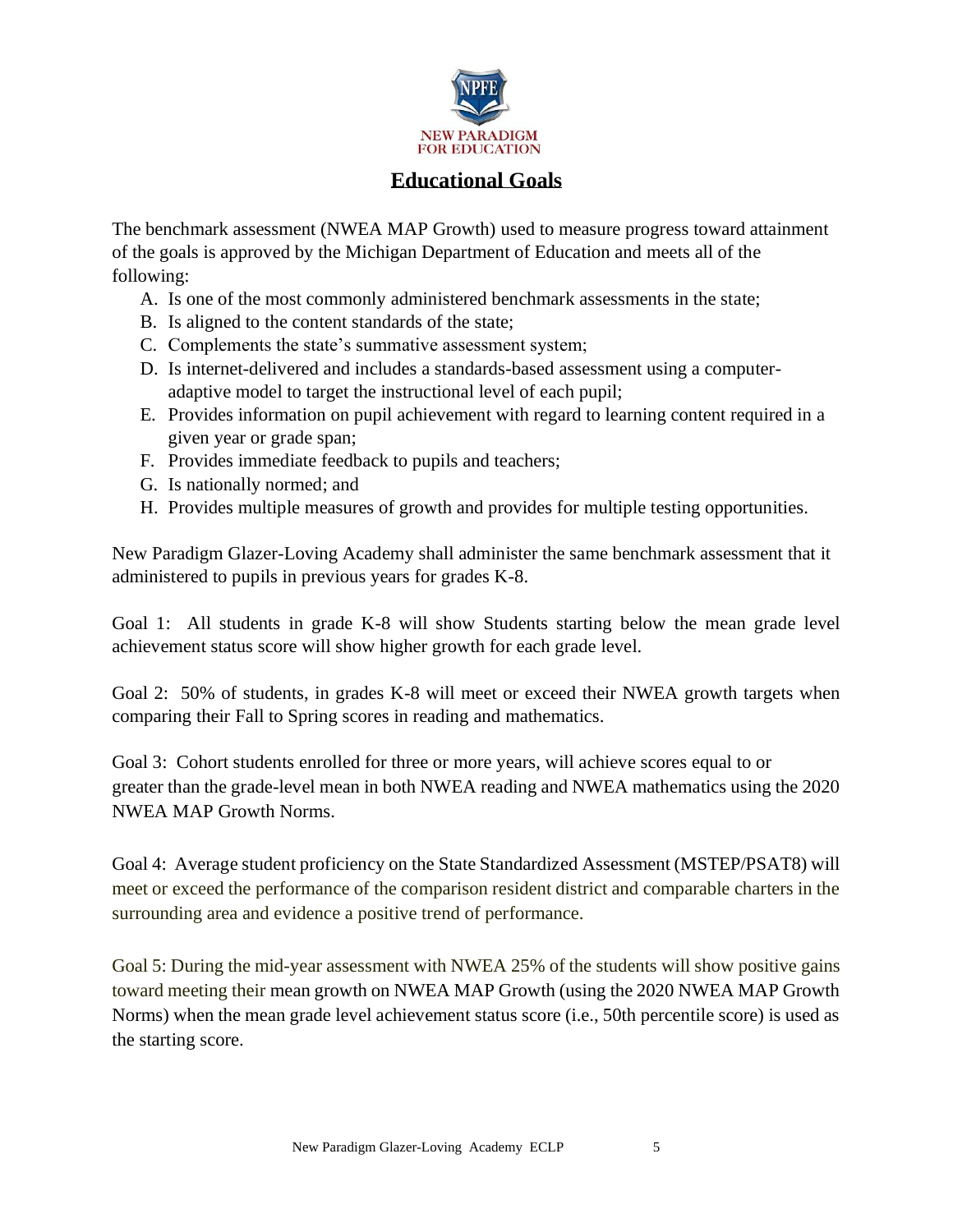NEW PARADIGM
FOR EDUCATION

## Educational Goals

The benchmark assessment (NWEA MAP Growth) used to measure progress toward attainment of the goals is approved by the Michigan Department of Education and meets all of the following:

A. Is one of the most commonly administered benchmark assessments in the state;
B. Is aligned to the content standards of the state;
C. Complements the state's summative assessment system;
D. Is internet-delivered and includes a standards-based assessment using a computer-adaptive model to target the instructional level of each pupil;
E. Provides information on pupil achievement with regard to learning content required in a given year or grade span;
F. Provides immediate feedback to pupils and teachers;
G. Is nationally normed; and
H. Provides multiple measures of growth and provides for multiple testing opportunities.

New Paradigm Glazer-Loving Academy shall administer the same benchmark assessment that it administered to pupils in previous years for grades K-8.

Goal 1: All students in grade K-8 will show Students starting below the mean grade level achievement status score will show higher growth for each grade level.

Goal 2: 50% of students, in grades K-8 will meet or exceed their NWEA growth targets when comparing their Fall to Spring scores in reading and mathematics.

Goal 3: Cohort students enrolled for three or more years, will achieve scores equal to or greater than the grade-level mean in both NWEA reading and NWEA mathematics using the 2020 NWEA MAP Growth Norms.

Goal 4: Average student proficiency on the State Standardized Assessment (MSTEP/PSAT8) will meet or exceed the performance of the comparison resident district and comparable charters in the surrounding area and evidence a positive trend of performance.

Goal 5: During the mid-year assessment with NWEA 25% of the students will show positive gains toward meeting their mean growth on NWEA MAP Growth (using the 2020 NWEA MAP Growth Norms) when the mean grade level achievement status score (i.e., 50th percentile score) is used as the starting score.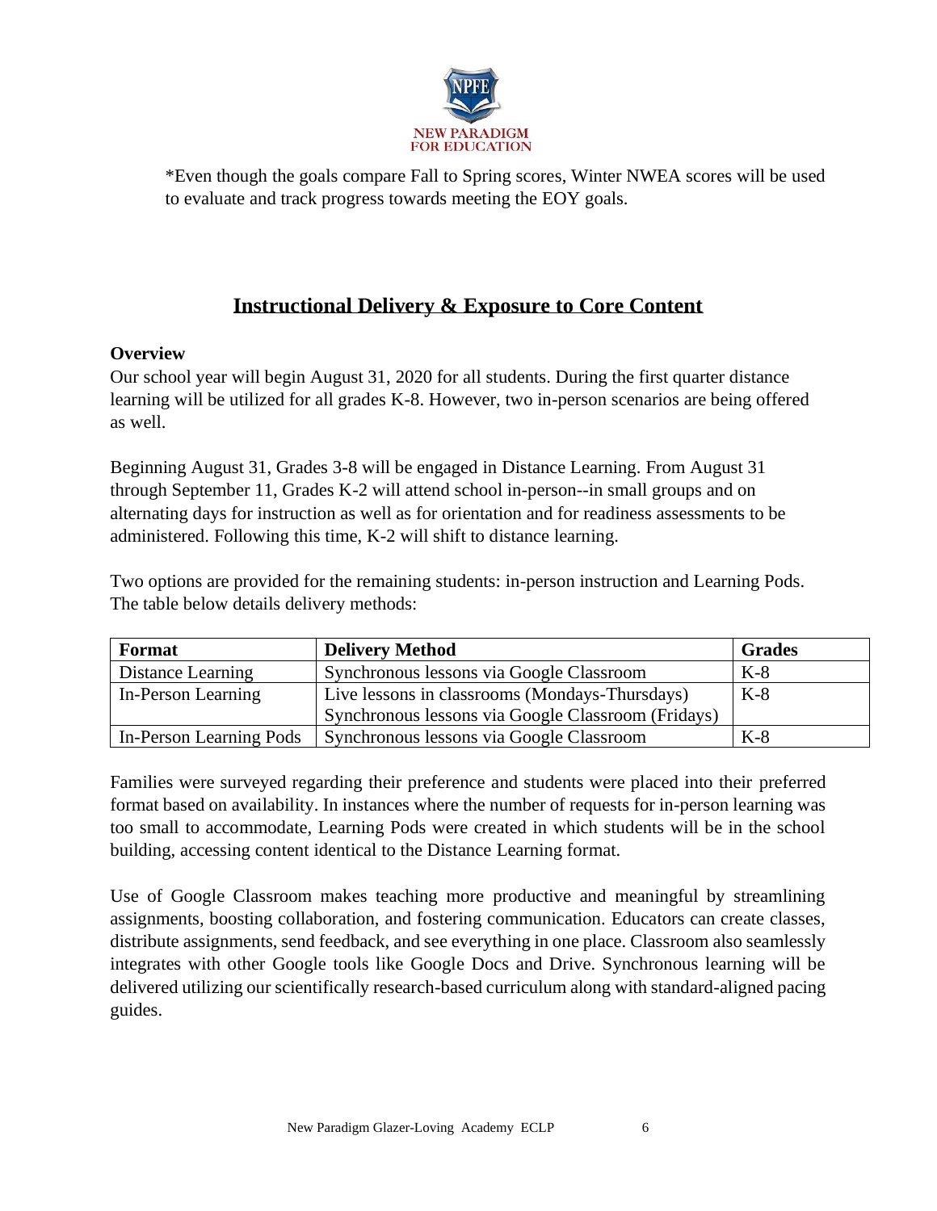*Even though the goals compare Fall to Spring scores, Winter NWEA scores will be used to evaluate and track progress towards meeting the EOY goals.

## Instructional Delivery & Exposure to Core Content

**Overview**

Our school year will begin August 31, 2020 for all students. During the first quarter distance learning will be utilized for all grades K-8. However, two in-person scenarios are being offered as well.

Beginning August 31, Grades 3-8 will be engaged in Distance Learning. From August 31 through September 11, Grades K-2 will attend school in-person--in small groups and on alternating days for instruction as well as for orientation and for readiness assessments to be administered. Following this time, K-2 will shift to distance learning.

Two options are provided for the remaining students: in-person instruction and Learning Pods. The table below details delivery methods:

| Format | Delivery Method | Grades |
|---|---|---|
| Distance Learning | Synchronous lessons via Google Classroom | K-8 |
| In-Person Learning | Live lessons in classrooms (Mondays-Thursdays)<br>Synchronous lessons via Google Classroom (Fridays) | K-8 |
| In-Person Learning Pods | Synchronous lessons via Google Classroom | K-8 |

Families were surveyed regarding their preference and students were placed into their preferred format based on availability. In instances where the number of requests for in-person learning was too small to accommodate, Learning Pods were created in which students will be in the school building, accessing content identical to the Distance Learning format.

Use of Google Classroom makes teaching more productive and meaningful by streamlining assignments, boosting collaboration, and fostering communication. Educators can create classes, distribute assignments, send feedback, and see everything in one place. Classroom also seamlessly integrates with other Google tools like Google Docs and Drive. Synchronous learning will be delivered utilizing our scientifically research-based curriculum along with standard-aligned pacing guides.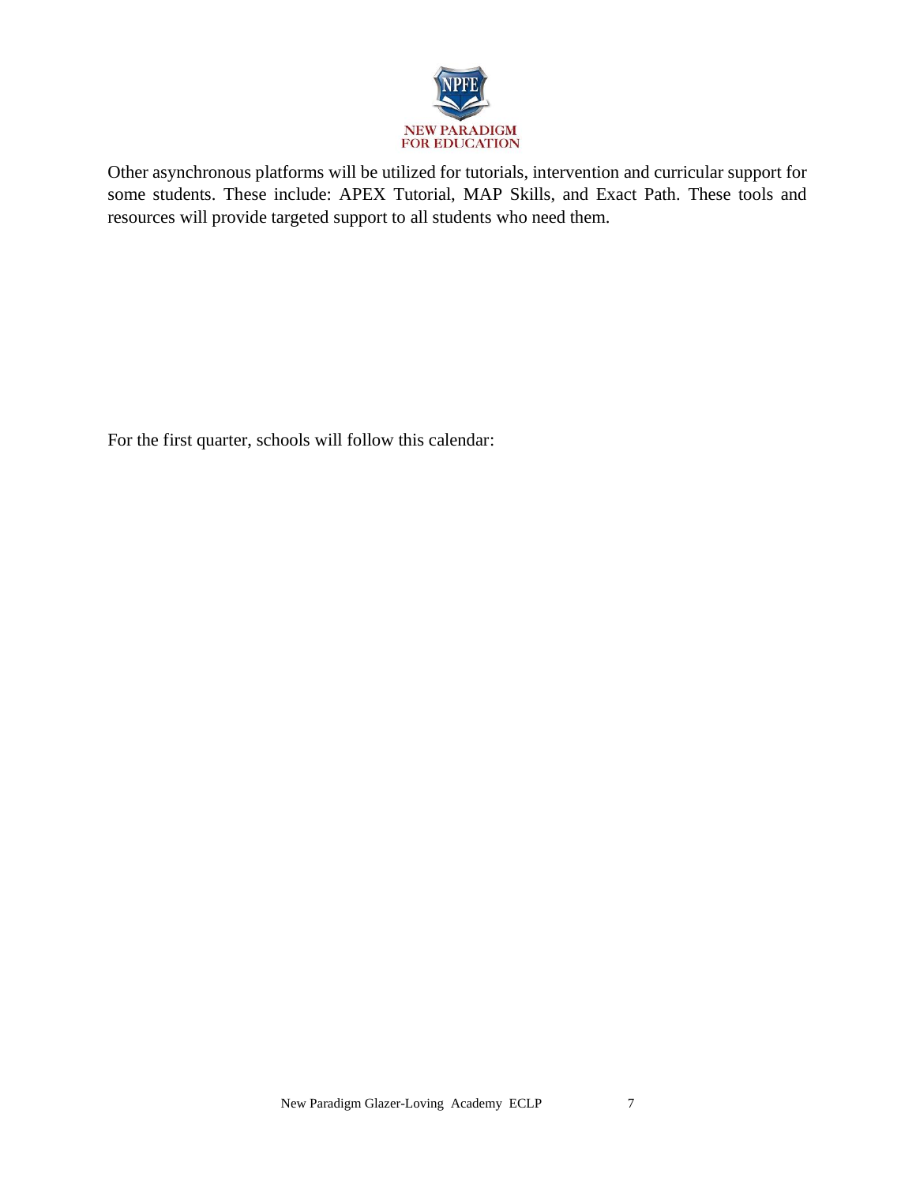Other asynchronous platforms will be utilized for tutorials, intervention and curricular support for some students. These include: APEX Tutorial, MAP Skills, and Exact Path. These tools and resources will provide targeted support to all students who need them.

For the first quarter, schools will follow this calendar: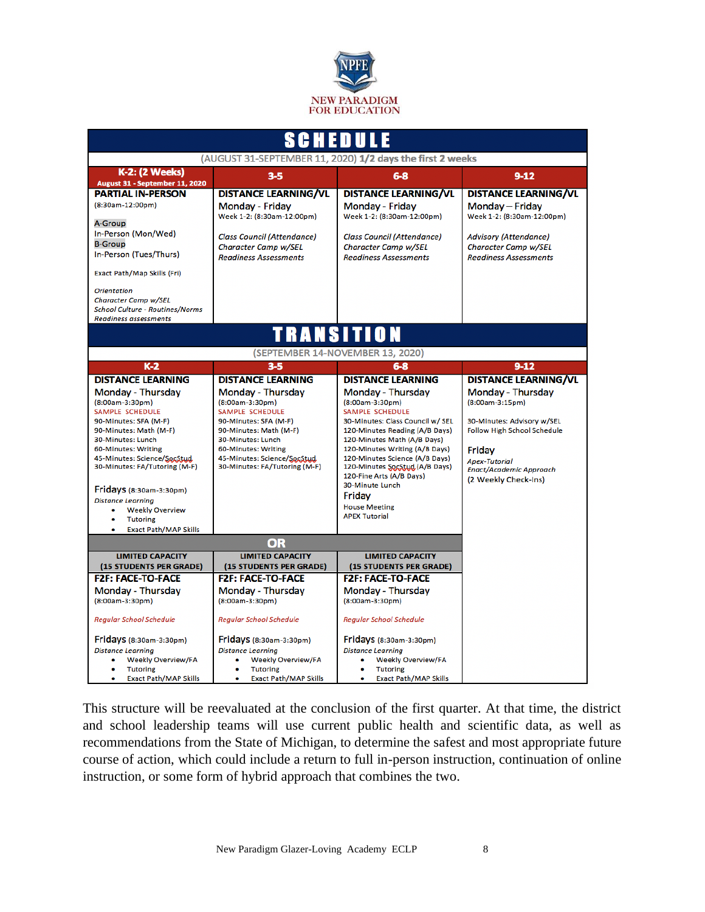NEW PARADIGM FOR EDUCATION

# SCHEDULE

(AUGUST 31-SEPTEMBER 11, 2020) **1/2 days the first 2 weeks**

| K-2: (2 Weeks) August 31 - September 11, 2020 | 3-5 | 6-8 | 9-12 |
|---|---|---|---|
| **PARTIAL IN-PERSON**<br>(8:30am-12:00pm)<br><br>A-Group<br>In-Person (Mon/Wed)<br>B-Group<br>In-Person (Tues/Thurs)<br><br>Exact Path/Map Skills (Fri)<br><br>*Orientation*<br>*Character Camp w/SEL*<br>*School Culture - Routines/Norms*<br>*Readiness assessments* | **DISTANCE LEARNING/VL**<br>Monday - Friday<br>Week 1-2: (8:30am-12:00pm)<br><br>*Class Council (Attendance)*<br>*Character Camp w/SEL*<br>*Readiness Assessments* | **DISTANCE LEARNING/VL**<br>Monday - Friday<br>Week 1-2: (8:30am-12:00pm)<br><br>*Class Council (Attendance)*<br>*Character Camp w/SEL*<br>*Readiness Assessments* | **DISTANCE LEARNING/VL**<br>Monday – Friday<br>Week 1-2: (8:30am-12:00pm)<br><br>*Advisory (Attendance)*<br>*Character Camp w/SEL*<br>*Readiness Assessments* |

# TRANSITION

(SEPTEMBER 14-NOVEMBER 13, 2020)

| K-2 | 3-5 | 6-8 | 9-12 |
|---|---|---|---|
| **DISTANCE LEARNING**<br>Monday - Thursday<br>(8:00am-3:30pm)<br>SAMPLE SCHEDULE<br>90-Minutes: SFA (M-F)<br>90-Minutes: Math (M-F)<br>30-Minutes: Lunch<br>60-Minutes: Writing<br>45-Minutes: Science/SocStud<br>30-Minutes: FA/Tutoring (M-F)<br><br>Fridays (8:30am-3:30pm)<br>*Distance Learning*<br>• Weekly Overview<br>• Tutoring<br>• Exact Path/MAP Skills | **DISTANCE LEARNING**<br>Monday - Thursday<br>(8:00am-3:30pm)<br>SAMPLE SCHEDULE<br>90-Minutes: SFA (M-F)<br>90-Minutes: Math (M-F)<br>30-Minutes: Lunch<br>60-Minutes: Writing<br>45-Minutes: Science/SocStud<br>30-Minutes: FA/Tutoring (M-F) | **DISTANCE LEARNING**<br>Monday - Thursday<br>(8:00am-3:30pm)<br>SAMPLE SCHEDULE<br>30-Minutes: Class Council w/ SEL<br>120-Minutes Reading (A/B Days)<br>120-Minutes Math (A/B Days)<br>120-Minutes Writing (A/B Days)<br>120-Minutes Science (A/B Days)<br>120-Minutes SocStud (A/B Days)<br>120-Fine Arts (A/B Days)<br>30-Minute Lunch<br>Friday<br>House Meeting<br>APEX Tutorial | **DISTANCE LEARNING/VL**<br>Monday - Thursday<br>(8:00am-3:15pm)<br><br>30-Minutes: Advisory w/SEL<br>Follow High School Schedule<br><br>Friday<br>*Apex-Tutorial*<br>*Enact/Academic Approach*<br>(2 Weekly Check-Ins) |
| **OR** | | | |
| **LIMITED CAPACITY (15 STUDENTS PER GRADE)** | **LIMITED CAPACITY (15 STUDENTS PER GRADE)** | **LIMITED CAPACITY (15 STUDENTS PER GRADE)** | |
| **F2F: FACE-TO-FACE**<br>Monday - Thursday<br>(8:00am-3:30pm)<br><br>*Regular School Schedule*<br><br>Fridays (8:30am-3:30pm)<br>*Distance Learning*<br>• Weekly Overview/FA<br>• Tutoring<br>• Exact Path/MAP Skills | **F2F: FACE-TO-FACE**<br>Monday - Thursday<br>(8:00am-3:30pm)<br><br>*Regular School Schedule*<br><br>Fridays (8:30am-3:30pm)<br>*Distance Learning*<br>• Weekly Overview/FA<br>• Tutoring<br>• Exact Path/MAP Skills | **F2F: FACE-TO-FACE**<br>Monday - Thursday<br>(8:00am-3:30pm)<br><br>*Regular School Schedule*<br><br>Fridays (8:30am-3:30pm)<br>*Distance Learning*<br>• Weekly Overview/FA<br>• Tutoring<br>• Exact Path/MAP Skills | |

This structure will be reevaluated at the conclusion of the first quarter. At that time, the district and school leadership teams will use current public health and scientific data, as well as recommendations from the State of Michigan, to determine the safest and most appropriate future course of action, which could include a return to full in-person instruction, continuation of online instruction, or some form of hybrid approach that combines the two.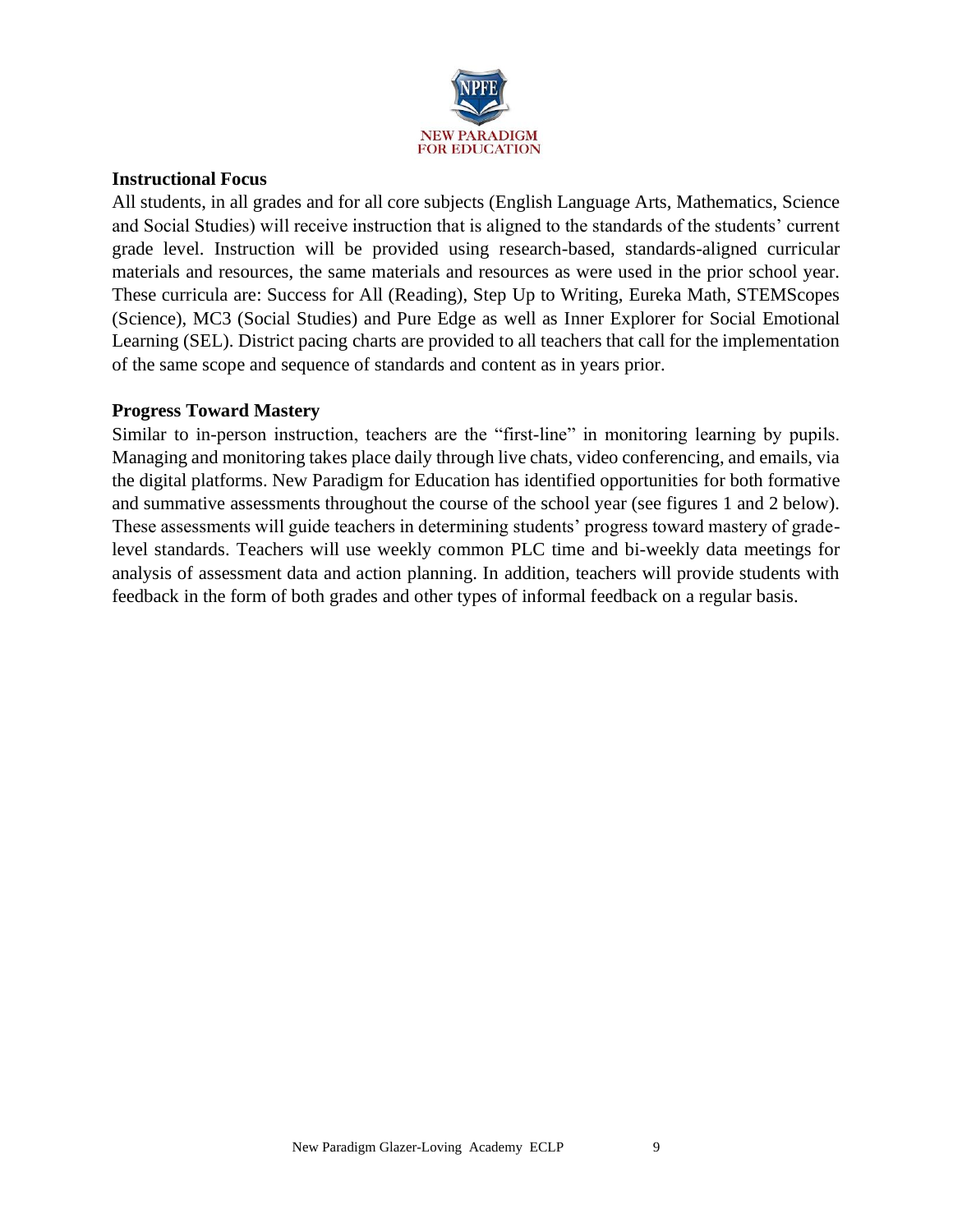## Instructional Focus

All students, in all grades and for all core subjects (English Language Arts, Mathematics, Science and Social Studies) will receive instruction that is aligned to the standards of the students' current grade level. Instruction will be provided using research-based, standards-aligned curricular materials and resources, the same materials and resources as were used in the prior school year. These curricula are: Success for All (Reading), Step Up to Writing, Eureka Math, STEMScopes (Science), MC3 (Social Studies) and Pure Edge as well as Inner Explorer for Social Emotional Learning (SEL). District pacing charts are provided to all teachers that call for the implementation of the same scope and sequence of standards and content as in years prior.

## Progress Toward Mastery

Similar to in-person instruction, teachers are the "first-line" in monitoring learning by pupils. Managing and monitoring takes place daily through live chats, video conferencing, and emails, via the digital platforms. New Paradigm for Education has identified opportunities for both formative and summative assessments throughout the course of the school year (see figures 1 and 2 below). These assessments will guide teachers in determining students' progress toward mastery of grade-level standards. Teachers will use weekly common PLC time and bi-weekly data meetings for analysis of assessment data and action planning. In addition, teachers will provide students with feedback in the form of both grades and other types of informal feedback on a regular basis.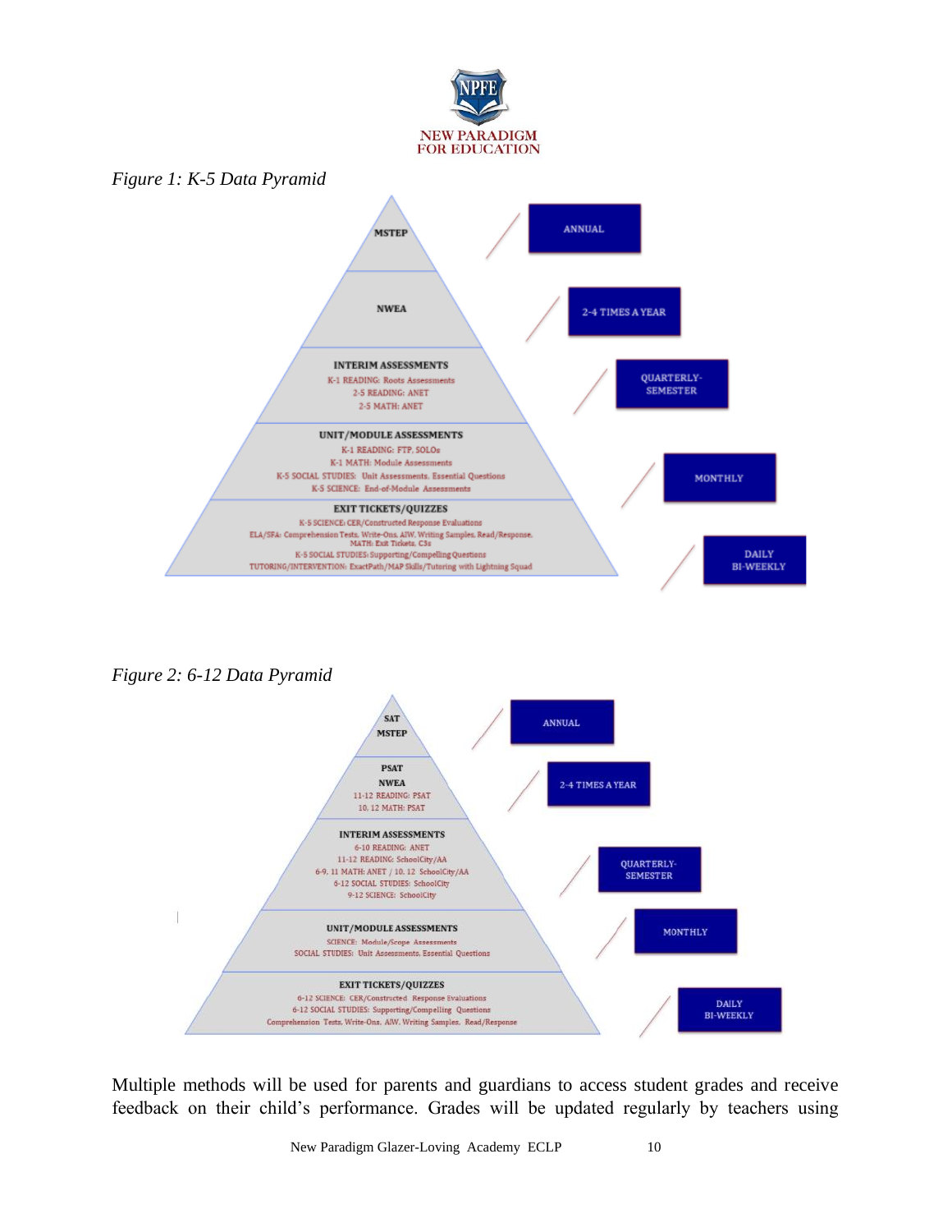*Figure 1: K-5 Data Pyramid*

| Level | Assessments | Frequency |
| --- | --- | --- |
| MSTEP | | ANNUAL |
| NWEA | | 2-4 TIMES A YEAR |
| INTERIM ASSESSMENTS | K-1 READING: Roots Assessments; 2-5 READING: ANET; 2-5 MATH: ANET | QUARTERLY-SEMESTER |
| UNIT/MODULE ASSESSMENTS | K-1 READING: FTP, SOLOs; K-1 MATH: Module Assessments; K-5 SOCIAL STUDIES: Unit Assessments, Essential Questions; K-5 SCIENCE: End-of-Module Assessments | MONTHLY |
| EXIT TICKETS/QUIZZES | K-5 SCIENCE: CER/Constructed Response Evaluations; ELA/SFA: Comprehension Tests, Write-Ons, AIW, Writing Samples, Read/Response, MATH: Exit Tickets, C3s; K-5 SOCIAL STUDIES: Supporting/Compelling Questions; TUTORING/INTERVENTION: ExactPath/MAP Skills/Tutoring with Lightning Squad | DAILY BI-WEEKLY |

*Figure 2: 6-12 Data Pyramid*

| Level | Assessments | Frequency |
| --- | --- | --- |
| SAT, MSTEP | | ANNUAL |
| PSAT, NWEA | 11-12 READING: PSAT; 10, 12 MATH: PSAT | 2-4 TIMES A YEAR |
| INTERIM ASSESSMENTS | 6-10 READING: ANET; 11-12 READING: SchoolCity/AA; 6-9, 11 MATH: ANET / 10, 12 SchoolCity/AA; 6-12 SOCIAL STUDIES: SchoolCity; 9-12 SCIENCE: SchoolCity | QUARTERLY-SEMESTER |
| UNIT/MODULE ASSESSMENTS | SCIENCE: Module/Scope Assessments; SOCIAL STUDIES: Unit Assessments, Essential Questions | MONTHLY |
| EXIT TICKETS/QUIZZES | 6-12 SCIENCE: CER/Constructed Response Evaluations; 6-12 SOCIAL STUDIES: Supporting/Compelling Questions; Comprehension Tests, Write-Ons, AIW, Writing Samples, Read/Response | DAILY BI-WEEKLY |

Multiple methods will be used for parents and guardians to access student grades and receive feedback on their child's performance. Grades will be updated regularly by teachers using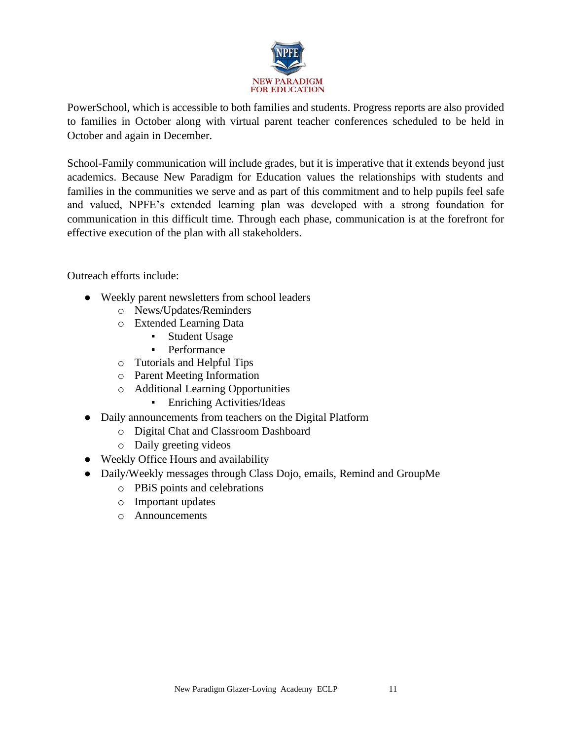PowerSchool, which is accessible to both families and students. Progress reports are also provided to families in October along with virtual parent teacher conferences scheduled to be held in October and again in December.

School-Family communication will include grades, but it is imperative that it extends beyond just academics. Because New Paradigm for Education values the relationships with students and families in the communities we serve and as part of this commitment and to help pupils feel safe and valued, NPFE's extended learning plan was developed with a strong foundation for communication in this difficult time. Through each phase, communication is at the forefront for effective execution of the plan with all stakeholders.

Outreach efforts include:

- Weekly parent newsletters from school leaders
  - News/Updates/Reminders
  - Extended Learning Data
    - Student Usage
    - Performance
  - Tutorials and Helpful Tips
  - Parent Meeting Information
  - Additional Learning Opportunities
    - Enriching Activities/Ideas
- Daily announcements from teachers on the Digital Platform
  - Digital Chat and Classroom Dashboard
  - Daily greeting videos
- Weekly Office Hours and availability
- Daily/Weekly messages through Class Dojo, emails, Remind and GroupMe
  - PBiS points and celebrations
  - Important updates
  - Announcements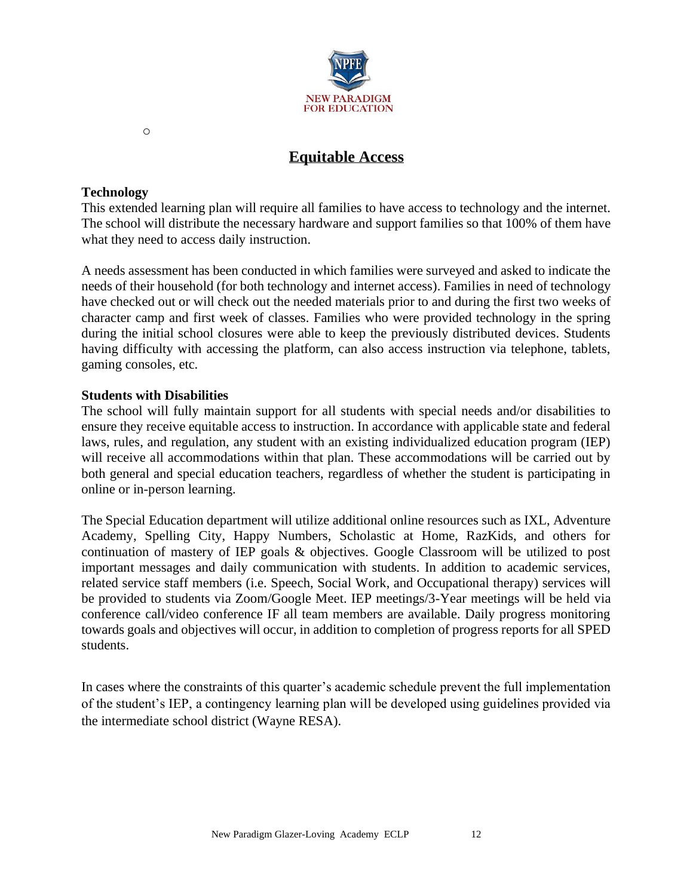## Equitable Access

**Technology**

This extended learning plan will require all families to have access to technology and the internet. The school will distribute the necessary hardware and support families so that 100% of them have what they need to access daily instruction.

A needs assessment has been conducted in which families were surveyed and asked to indicate the needs of their household (for both technology and internet access). Families in need of technology have checked out or will check out the needed materials prior to and during the first two weeks of character camp and first week of classes. Families who were provided technology in the spring during the initial school closures were able to keep the previously distributed devices. Students having difficulty with accessing the platform, can also access instruction via telephone, tablets, gaming consoles, etc.

**Students with Disabilities**

The school will fully maintain support for all students with special needs and/or disabilities to ensure they receive equitable access to instruction. In accordance with applicable state and federal laws, rules, and regulation, any student with an existing individualized education program (IEP) will receive all accommodations within that plan. These accommodations will be carried out by both general and special education teachers, regardless of whether the student is participating in online or in-person learning.

The Special Education department will utilize additional online resources such as IXL, Adventure Academy, Spelling City, Happy Numbers, Scholastic at Home, RazKids, and others for continuation of mastery of IEP goals & objectives. Google Classroom will be utilized to post important messages and daily communication with students. In addition to academic services, related service staff members (i.e. Speech, Social Work, and Occupational therapy) services will be provided to students via Zoom/Google Meet. IEP meetings/3-Year meetings will be held via conference call/video conference IF all team members are available. Daily progress monitoring towards goals and objectives will occur, in addition to completion of progress reports for all SPED students.

In cases where the constraints of this quarter's academic schedule prevent the full implementation of the student's IEP, a contingency learning plan will be developed using guidelines provided via the intermediate school district (Wayne RESA).